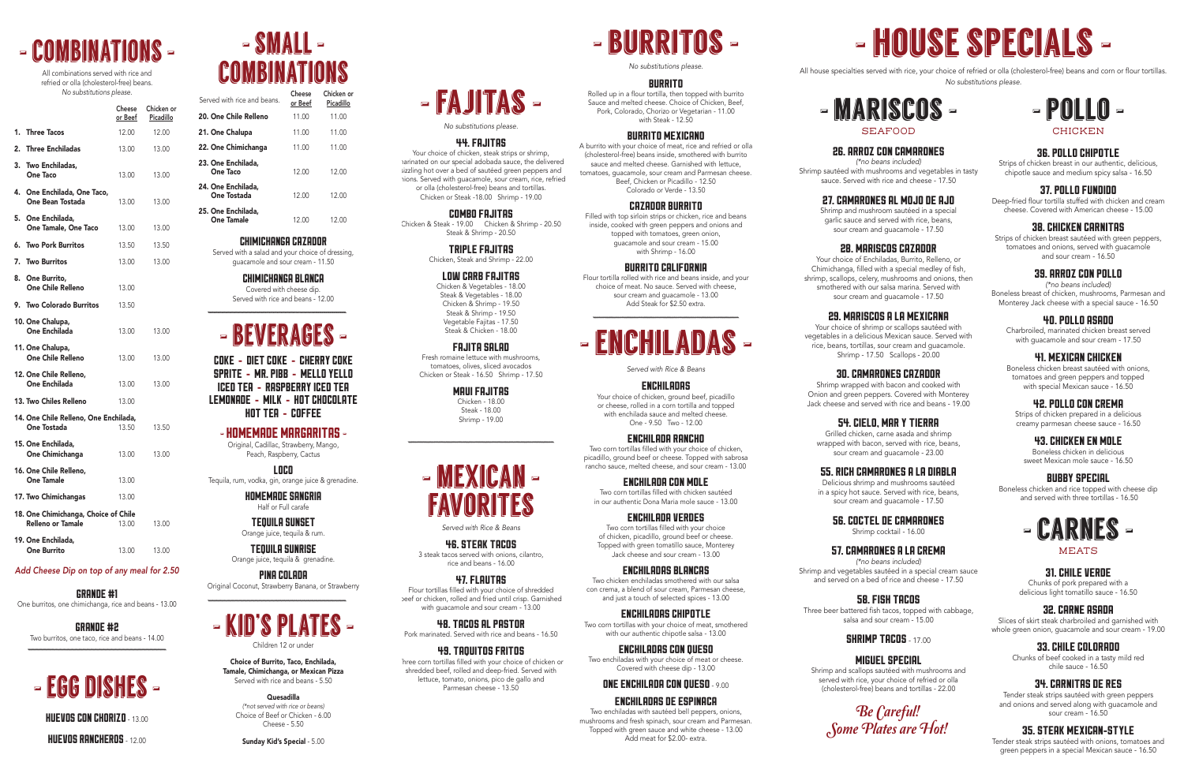# - COMBINATIONS -

All combinations served with rice and refried or olla (cholesterol-free) beans.
*No substitutions please.*

| | Cheese or Beef | Chicken or Picadillo |
|---|---|---|
| 1. Three Tacos | 12.00 | 12.00 |
| 2. Three Enchiladas | 13.00 | 13.00 |
| 3. Two Enchiladas, One Taco | 13.00 | 13.00 |
| 4. One Enchilada, One Taco, One Bean Tostada | 13.00 | 13.00 |
| 5. One Enchilada, One Tamale, One Taco | 13.00 | 13.00 |
| 6. Two Pork Burritos | 13.50 | 13.50 |
| 7. Two Burritos | 13.00 | 13.00 |
| 8. One Burrito, One Chile Relleno | 13.00 | |
| 9. Two Colorado Burritos | 13.50 | |
| 10. One Chalupa, One Enchilada | 13.00 | 13.00 |
| 11. One Chalupa, One Chile Relleno | 13.00 | 13.00 |
| 12. One Chile Relleno, One Enchilada | 13.00 | 13.00 |
| 13. Two Chiles Relleno | 13.00 | |
| 14. One Chile Relleno, One Enchilada, One Tostada | 13.50 | 13.50 |
| 15. One Enchilada, One Chimichanga | 13.00 | 13.00 |
| 16. One Chile Relleno, One Tamale | 13.00 | |
| 17. Two Chimichangas | 13.00 | |
| 18. One Chimichanga, Choice of Chile Relleno or Tamale | 13.00 | 13.00 |
| 19. One Enchilada, One Burrito | 13.00 | 13.00 |

*Add Cheese Dip on top of any meal for 2.50*

### GRANDE #1
One burritos, one chimichanga, rice and beans - 13.00

### GRANDE #2
Two burritos, one taco, rice and beans - 14.00

# - EGG DISHES -

**HUEVOS CON CHORIZO** - 13.00

**HUEVOS RANCHEROS** - 12.00

# - SMALL COMBINATIONS -

| Served with rice and beans. | Cheese or Beef | Chicken or Picadillo |
|---|---|---|
| 20. One Chile Relleno | 11.00 | 11.00 |
| 21. One Chalupa | 11.00 | 11.00 |
| 22. One Chimichanga | 11.00 | 11.00 |
| 23. One Enchilada, One Taco | 12.00 | 12.00 |
| 24. One Enchilada, One Tostada | 12.00 | 12.00 |
| 25. One Enchilada, One Tamale | 12.00 | 12.00 |

### CHIMICHANGA CAZADOR
Served with a salad and your choice of dressing, guacamole and sour cream - 11.50

### CHIMICHANGA BLANCA
Covered with cheese dip.
Served with rice and beans - 12.00

# - BEVERAGES -

COKE - DIET COKE - CHERRY COKE
SPRITE - MR. PIBB - MELLO YELLO
ICED TEA - RASPBERRY ICED TEA
LEMONADE - MILK - HOT CHOCOLATE
HOT TEA - COFFEE

## - HOMEMADE MARGARITAS -
Original, Cadillac, Strawberry, Mango, Peach, Raspberry, Cactus

### LOCO
Tequila, rum, vodka, gin, orange juice & grenadine.

### HOMEMADE SANGRIA
Half or Full carafe

### TEQUILA SUNSET
Orange juice, tequila & rum.

### TEQUILA SUNRISE
Orange juice, tequila & grenadine.

### PINA COLADA
Original Coconut, Strawberry Banana, or Strawberry

# - KID'S PLATES -

Children 12 or under

**Choice of Burrito, Taco, Enchilada, Tamale, Chimichanga, or Mexican Pizza**
Served with rice and beans - 5.50

**Quesadilla**
*(\*not served with rice or beans)*
Choice of Beef or Chicken - 6.00
Cheese - 5.50

**Sunday Kid's Special** - 5.00

# - FAJITAS -

*No substitutions please.*

### 44. FAJITAS
Your choice of chicken, steak strips or shrimp, marinated on our special adobada sauce, the delivered sizzling hot over a bed of sautéed green peppers and onions. Served with guacamole, sour cream, rice, refried or olla (cholesterol-free) beans and tortillas.
Chicken or Steak -18.00 Shrimp - 19.00

### COMBO FAJITAS
Chicken & Steak - 19.00 Chicken & Shrimp - 20.50
Steak & Shrimp - 20.50

### TRIPLE FAJITAS
Chicken, Steak and Shrimp - 22.00

### LOW CARB FAJITAS
Chicken & Vegetables - 18.00
Steak & Vegetables - 18.00
Chicken & Shrimp - 19.50
Steak & Shrimp - 19.50
Vegetable Fajitas - 17.50
Steak & Chicken - 18.00

### FAJITA SALAD
Fresh romaine lettuce with mushrooms, tomatoes, olives, sliced avocados
Chicken or Steak - 16.50 Shrimp - 17.50

### MAUI FAJITAS
Chicken - 18.00
Steak - 18.00
Shrimp - 19.00

# - MEXICAN FAVORITES -

*Served with Rice & Beans*

### 46. STEAK TACOS
3 steak tacos served with onions, cilantro, rice and beans - 16.00

### 47. FLAUTAS
Flour tortillas filled with your choice of shredded beef or chicken, rolled and fried until crisp. Garnished with guacamole and sour cream - 13.00

### 48. TACOS AL PASTOR
Pork marinated. Served with rice and beans - 16.50

### 49. TAQUITOS FRITOS
Three corn tortillas filled with your choice of chicken or shredded beef, rolled and deep-fried. Served with lettuce, tomato, onions, pico de gallo and Parmesan cheese - 13.50

# - BURRITOS -

*No substitutions please.*

### BURRITO
Rolled up in a flour tortilla, then topped with burrito Sauce and melted cheese. Choice of Chicken, Beef, Pork, Colorado, Chorizo or Vegetarian - 11.00
with Steak - 12.50

### BURRITO MEXICANO
A burrito with your choice of meat, rice and refried or olla (cholesterol-free) beans inside, smothered with burrito sauce and melted cheese. Garnished with lettuce, tomatoes, guacamole, sour cream and Parmesan cheese.
Beef, Chicken or Picadillo - 12.50
Colorado or Verde - 13.50

### CAZADOR BURRITO
Filled with top sirloin strips or chicken, rice and beans inside, cooked with green peppers and onions and topped with tomatoes, green onion, guacamole and sour cream - 15.00
with Shrimp - 16.00

### BURRITO CALIFORNIA
Flour tortilla rolled with rice and beans inside, and your choice of meat. No sauce. Served with cheese, sour cream and guacamole - 13.00
Add Steak for $2.50 extra.

# - ENCHILADAS -

*Served with Rice & Beans*

### ENCHILADAS
Your choice of chicken, ground beef, picadillo or cheese, rolled in a corn tortilla and topped with enchilada sauce and melted cheese.
One - 9.50 Two - 12.00

### ENCHILADA RANCHO
Two corn tortillas filled with your choice of chicken, picadillo, ground beef or cheese. Topped with sabrosa rancho sauce, melted cheese, and sour cream - 13.00

### ENCHILADA CON MOLE
Two corn tortillas filled with chicken sautéed in our authentic Dona Maria mole sauce - 13.00

### ENCHILADA VERDES
Two corn tortillas filled with your choice of chicken, picadillo, ground beef or cheese. Topped with green tomatillo sauce, Monterey Jack cheese and sour cream - 13.00

### ENCHILADAS BLANCAS
Two chicken enchiladas smothered with our salsa con crema, a blend of sour cream, Parmesan cheese, and just a touch of selected spices - 13.00

### ENCHILADAS CHIPOTLE
Two corn tortillas with your choice of meat, smothered with our authentic chipotle salsa - 13.00

### ENCHILADAS CON QUESO
Two enchiladas with your choice of meat or cheese. Covered with cheese dip - 13.00

### ONE ENCHILADA CON QUESO - 9.00

### ENCHILADAS DE ESPINACA
Two enchiladas with sautéed bell peppers, onions, mushrooms and fresh spinach, sour cream and Parmesan. Topped with green sauce and white cheese - 13.00
Add meat for $2.00- extra.

# - HOUSE SPECIALS -

All house specialties served with rice, your choice of refried or olla (cholesterol-free) beans and corn or flour tortillas.
*No substitutions please.*

## - MARISCOS -
SEAFOOD

### 26. ARROZ CON CAMARONES
*(\*no beans included)*
Shrimp sautéed with mushrooms and vegetables in tasty sauce. Served with rice and cheese - 17.50

### 27. CAMARONES AL MOJO DE AJO
Shrimp and mushroom sautéed in a special garlic sauce and served with rice, beans, sour cream and guacamole - 17.50

### 28. MARISCOS CAZADOR
Your choice of Enchiladas, Burrito, Relleno, or Chimichanga, filled with a special medley of fish, shrimp, scallops, celery, mushrooms and onions, then smothered with our salsa marina. Served with sour cream and guacamole - 17.50

### 29. MARISCOS A LA MEXICANA
Your choice of shrimp or scallops sautéed with vegetables in a delicious Mexican sauce. Served with rice, beans, tortillas, sour cream and guacamole.
Shrimp - 17.50 Scallops - 20.00

### 30. CAMARONES CAZADOR
Shrimp wrapped with bacon and cooked with Onion and green peppers. Covered with Monterey Jack cheese and served with rice and beans - 19.00

### 54. CIELO, MAR Y TIERRA
Grilled chicken, carne asada and shrimp wrapped with bacon, served with rice, beans, sour cream and guacamole - 23.00

### 55. RICH CAMARONES A LA DIABLA
Delicious shrimp and mushrooms sautéed in a spicy hot sauce. Served with rice, beans, sour cream and guacamole - 17.50

### 56. COCTEL DE CAMARONES
Shrimp cocktail - 16.00

### 57. CAMARONES A LA CREMA
*(\*no beans included)*
Shrimp and vegetables sautéed in a special cream sauce and served on a bed of rice and cheese - 17.50

### 58. FISH TACOS
Three beer battered fish tacos, topped with cabbage, salsa and sour cream - 15.00

### SHRIMP TACOS - 17.00

### MIGUEL SPECIAL
Shrimp and scallops sautéed with mushrooms and served with rice, your choice of refried or olla (cholesterol-free) beans and tortillas - 22.00

*Be Careful! Some Plates are Hot!*

## - POLLO -
CHICKEN

### 36. POLLO CHIPOTLE
Strips of chicken breast in our delicious, chipotle sauce and medium spicy salsa - 16.50

### 37. POLLO FUNDIDO
Deep-fried flour tortilla stuffed with chicken and cream cheese. Covered with American cheese - 15.00

### 38. CHICKEN CARNITAS
Strips of chicken breast sautéed with green peppers, tomatoes and onions, served with guacamole and sour cream - 16.50

### 39. ARROZ CON POLLO
*(\*no beans included)*
Boneless breast of chicken, mushrooms, Parmesan and Monterey Jack cheese with a special sauce - 16.50

### 40. POLLO ASADO
Charbroiled, marinated chicken breast served with guacamole and sour cream - 17.50

### 41. MEXICAN CHICKEN
Boneless chicken breast sautéed with onions, tomatoes and green peppers and topped with special Mexican sauce - 16.50

### 42. POLLO CON CREMA
Strips of chicken prepared in a delicious creamy parmesan cheese sauce - 16.50

### 43. CHICKEN EN MOLE
Boneless chicken in delicious sweet Mexican mole sauce - 16.50

### BUBBY SPECIAL
Boneless chicken and rice topped with cheese dip and served with three tortillas - 16.50

## - CARNES -
MEATS

### 31. CHILE VERDE
Chunks of pork prepared with a delicious light tomatillo sauce - 16.50

### 32. CARNE ASADA
Slices of skirt steak charbroiled and garnished with whole green onion, guacamole and sour cream - 19.00

### 33. CHILE COLORADO
Chunks of beef cooked in a tasty mild red chile sauce - 16.50

### 34. CARNITAS DE RES
Tender steak strips sautéed with green peppers and onions and served along with guacamole and sour cream - 16.50

### 35. STEAK MEXICAN-STYLE
Tender steak strips sautéed with onions, tomatoes and green peppers in a special Mexican sauce - 16.50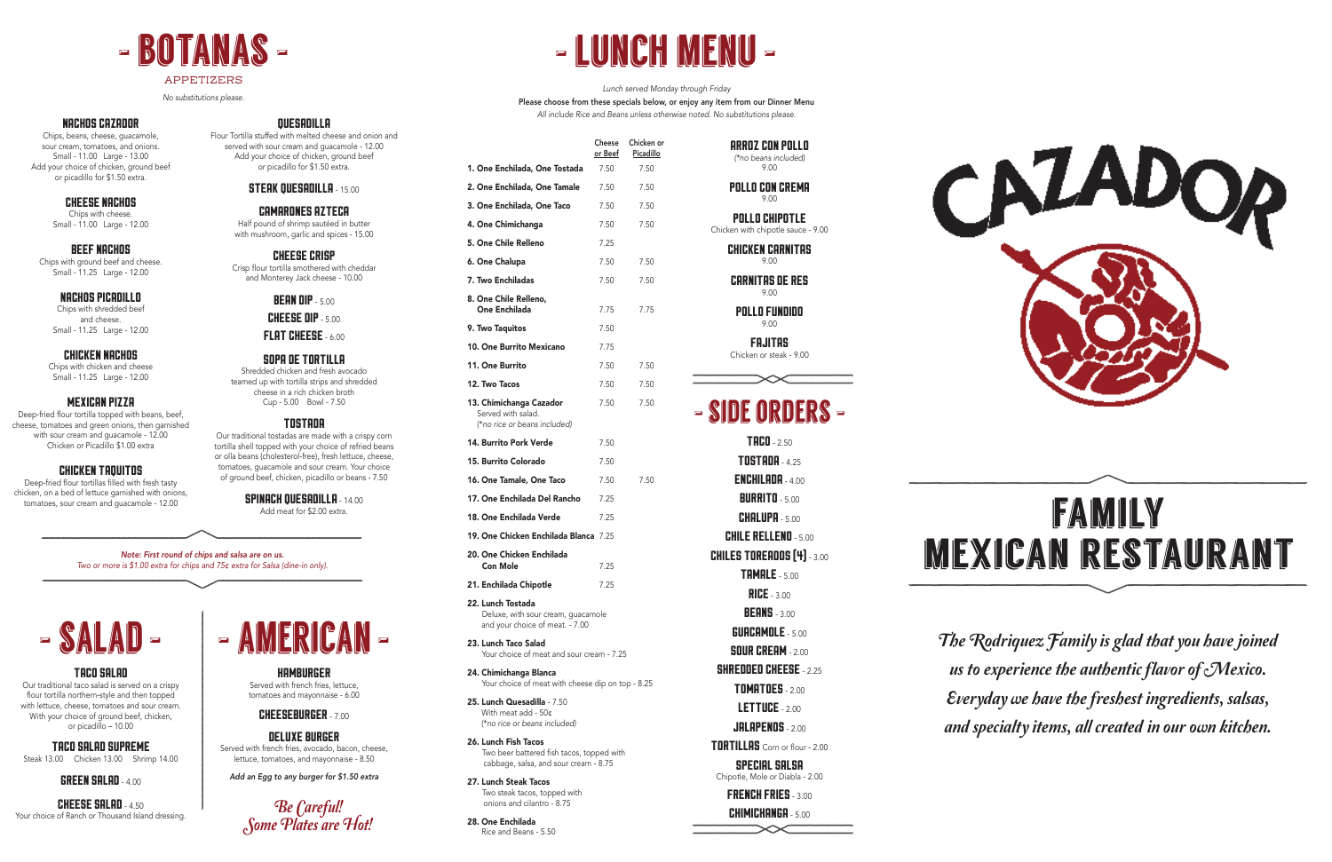# - BOTANAS -

## APPETIZERS

*No substitutions please.*

### NACHOS CAZADOR

Chips, beans, cheese, guacamole, sour cream, tomatoes, and onions.
Small - 11.00 Large - 13.00
Add your choice of chicken, ground beef or picadillo for $1.50 extra.

### CHEESE NACHOS

Chips with cheese.
Small - 11.00 Large - 12.00

### BEEF NACHOS

Chips with ground beef and cheese.
Small - 11.25 Large - 12.00

### NACHOS PICADILLO

Chips with shredded beef and cheese.
Small - 11.25 Large - 12.00

### CHICKEN NACHOS

Chips with chicken and cheese
Small - 11.25 Large - 12.00

### MEXICAN PIZZA

Deep-fried flour tortilla topped with beans, beef, cheese, tomatoes and green onions, then garnished with sour cream and guacamole - 12.00
Chicken or Picadillo $1.00 extra

### CHICKEN TAQUITOS

Deep-fried flour tortillas filled with fresh tasty chicken, on a bed of lettuce garnished with onions, tomatoes, sour cream and guacamole - 12.00

### QUESADILLA

Flour Tortilla stuffed with melted cheese and onion and served with sour cream and guacamole - 12.00
Add your choice of chicken, ground beef or picadillo for $1.50 extra.

### STEAK QUESADILLA - 15.00

### CAMARONES AZTECA

Half pound of shrimp sautéed in butter with mushroom, garlic and spices - 15.00

### CHEESE CRISP

Crisp flour tortilla smothered with cheddar and Monterey Jack cheese - 10.00

### BEAN DIP - 5.00

### CHEESE DIP - 5.00

### FLAT CHEESE - 6.00

### SOPA DE TORTILLA

Shredded chicken and fresh avocado teamed up with tortilla strips and shredded cheese in a rich chicken broth
Cup - 5.00 Bowl - 7.50

### TOSTADA

Our traditional tostadas are made with a crispy corn tortilla shell topped with your choice of refried beans or olla beans (cholesterol-free), fresh lettuce, cheese, tomatoes, guacamole and sour cream. Your choice of ground beef, chicken, picadillo or beans - 7.50

### SPINACH QUESADILLA - 14.00

Add meat for $2.00 extra.

*Note: First round of chips and salsa are on us.*
*Two or more is $1.00 extra for chips and 75¢ extra for Salsa (dine-in only).*

# - SALAD -

### TACO SALAD

Our traditional taco salad is served on a crispy flour tortilla northern-style and then topped with lettuce, cheese, tomatoes and sour cream. With your choice of ground beef, chicken, or picadillo – 10.00

### TACO SALAD SUPREME

Steak 13.00 Chicken 13.00 Shrimp 14.00

### GREEN SALAD - 4.00

### CHEESE SALAD - 4.50

Your choice of Ranch or Thousand Island dressing.

# - AMERICAN -

### HAMBURGER

Served with french fries, lettuce, tomatoes and mayonnaise - 6.00

### CHEESEBURGER - 7.00

### DELUXE BURGER

Served with french fries, avocado, bacon, cheese, lettuce, tomatoes, and mayonnaise - 8.50

*Add an Egg to any burger for $1.50 extra*

*Be Careful! Some Plates are Hot!*

# - LUNCH MENU -

*Lunch served Monday through Friday*
Please choose from these specials below, or enjoy any item from our Dinner Menu
*All include Rice and Beans unless otherwise noted. No substitutions please.*

| | Cheese or Beef | Chicken or Picadillo |
|---|---|---|
| 1. One Enchilada, One Tostada | 7.50 | 7.50 |
| 2. One Enchilada, One Tamale | 7.50 | 7.50 |
| 3. One Enchilada, One Taco | 7.50 | 7.50 |
| 4. One Chimichanga | 7.50 | 7.50 |
| 5. One Chile Relleno | 7.25 | |
| 6. One Chalupa | 7.50 | 7.50 |
| 7. Two Enchiladas | 7.50 | 7.50 |
| 8. One Chile Relleno, One Enchilada | 7.75 | 7.75 |
| 9. Two Taquitos | 7.50 | |
| 10. One Burrito Mexicano | 7.75 | |
| 11. One Burrito | 7.50 | 7.50 |
| 12. Two Tacos | 7.50 | 7.50 |
| 13. Chimichanga Cazador Served with salad. (*no rice or beans included) | 7.50 | 7.50 |
| 14. Burrito Pork Verde | 7.50 | |
| 15. Burrito Colorado | 7.50 | |
| 16. One Tamale, One Taco | 7.50 | 7.50 |
| 17. One Enchilada Del Rancho | 7.25 | |
| 18. One Enchilada Verde | 7.25 | |
| 19. One Chicken Enchilada Blanca | 7.25 | |
| 20. One Chicken Enchilada Con Mole | 7.25 | |
| 21. Enchilada Chipotle | 7.25 | |

**22. Lunch Tostada**
Deluxe, with sour cream, guacamole and your choice of meat. - 7.00

**23. Lunch Taco Salad**
Your choice of meat and sour cream - 7.25

**24. Chimichanga Blanca**
Your choice of meat with cheese dip on top - 8.25

**25. Lunch Quesadilla** - 7.50
With meat add - 50¢
(*no rice or beans included)

**26. Lunch Fish Tacos**
Two beer battered fish tacos, topped with cabbage, salsa, and sour cream - 8.75

**27. Lunch Steak Tacos**
Two steak tacos, topped with onions and cilantro - 8.75

**28. One Enchilada**
Rice and Beans - 5.50

### ARROZ CON POLLO

(*no beans included)
9.00

### POLLO CON CREMA

9.00

### POLLO CHIPOTLE

Chicken with chipotle sauce - 9.00

### CHICKEN CARNITAS

9.00

### CARNITAS DE RES

9.00

### POLLO FUNDIDO

9.00

### FAJITAS

Chicken or steak - 9.00

# - SIDE ORDERS -

- TACO - 2.50
- TOSTADA - 4.25
- ENCHILADA - 4.00
- BURRITO - 5.00
- CHALUPA - 5.00
- CHILE RELLENO - 5.00
- CHILES TOREADOS (4) - 3.00
- TAMALE - 5.00
- RICE - 3.00
- BEANS - 3.00
- GUACAMOLE - 5.00
- SOUR CREAM - 2.00
- SHREDDED CHEESE - 2.25
- TOMATOES - 2.00
- LETTUCE - 2.00
- JALAPENOS - 2.00
- TORTILLAS Corn or flour - 2.00
- SPECIAL SALSA Chipotle, Mole or Diabla - 2.00
- FRENCH FRIES - 3.00
- CHIMICHANGA - 5.00

# CAZADOR

## FAMILY MEXICAN RESTAURANT

*The Rodriquez Family is glad that you have joined us to experience the authentic flavor of Mexico. Everyday we have the freshest ingredients, salsas, and specialty items, all created in our own kitchen.*